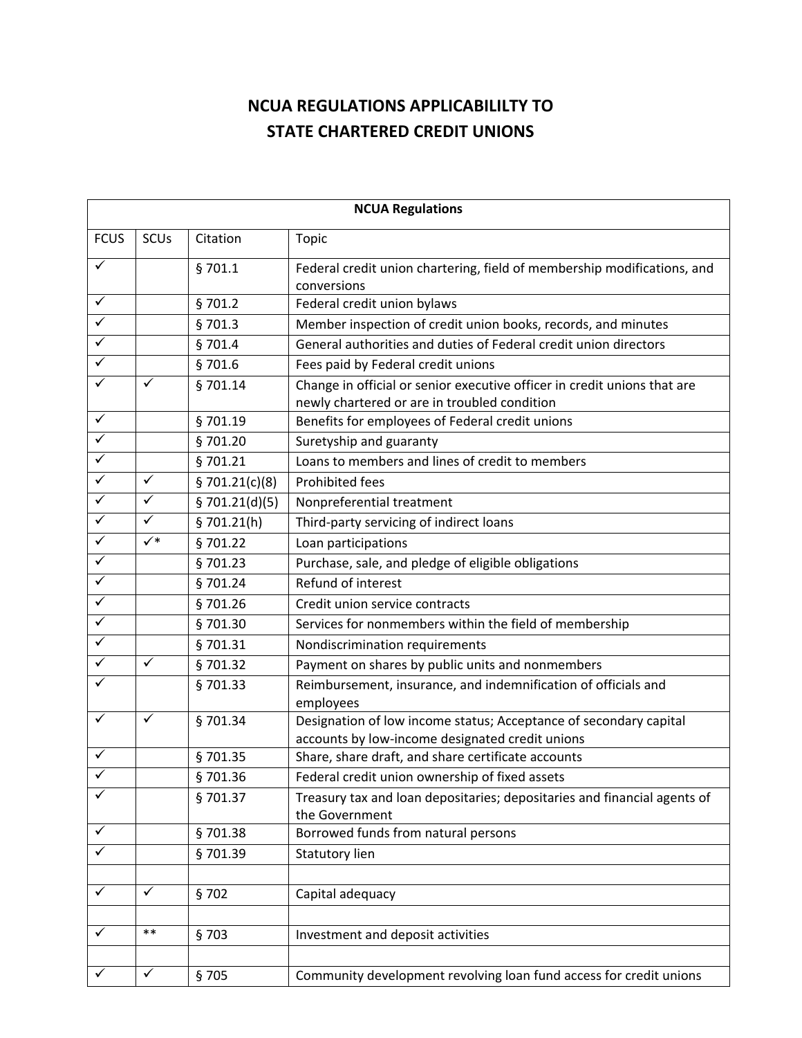# NCUA REGULATIONS APPLICABILILTY TO STATE CHARTERED CREDIT UNIONS

| NCUA Regulations | | | |
|---|---|---|---|
| FCUS | SCUs | Citation | Topic |
| ✓ | | § 701.1 | Federal credit union chartering, field of membership modifications, and conversions |
| ✓ | | § 701.2 | Federal credit union bylaws |
| ✓ | | § 701.3 | Member inspection of credit union books, records, and minutes |
| ✓ | | § 701.4 | General authorities and duties of Federal credit union directors |
| ✓ | | § 701.6 | Fees paid by Federal credit unions |
| ✓ | ✓ | § 701.14 | Change in official or senior executive officer in credit unions that are newly chartered or are in troubled condition |
| ✓ | | § 701.19 | Benefits for employees of Federal credit unions |
| ✓ | | § 701.20 | Suretyship and guaranty |
| ✓ | | § 701.21 | Loans to members and lines of credit to members |
| ✓ | ✓ | § 701.21(c)(8) | Prohibited fees |
| ✓ | ✓ | § 701.21(d)(5) | Nonpreferential treatment |
| ✓ | ✓ | § 701.21(h) | Third-party servicing of indirect loans |
| ✓ | ✓* | § 701.22 | Loan participations |
| ✓ | | § 701.23 | Purchase, sale, and pledge of eligible obligations |
| ✓ | | § 701.24 | Refund of interest |
| ✓ | | § 701.26 | Credit union service contracts |
| ✓ | | § 701.30 | Services for nonmembers within the field of membership |
| ✓ | | § 701.31 | Nondiscrimination requirements |
| ✓ | ✓ | § 701.32 | Payment on shares by public units and nonmembers |
| ✓ | | § 701.33 | Reimbursement, insurance, and indemnification of officials and employees |
| ✓ | ✓ | § 701.34 | Designation of low income status; Acceptance of secondary capital accounts by low-income designated credit unions |
| ✓ | | § 701.35 | Share, share draft, and share certificate accounts |
| ✓ | | § 701.36 | Federal credit union ownership of fixed assets |
| ✓ | | § 701.37 | Treasury tax and loan depositaries; depositaries and financial agents of the Government |
| ✓ | | § 701.38 | Borrowed funds from natural persons |
| ✓ | | § 701.39 | Statutory lien |
| | | | |
| ✓ | ✓ | § 702 | Capital adequacy |
| | | | |
| ✓ | ** | § 703 | Investment and deposit activities |
| | | | |
| ✓ | ✓ | § 705 | Community development revolving loan fund access for credit unions |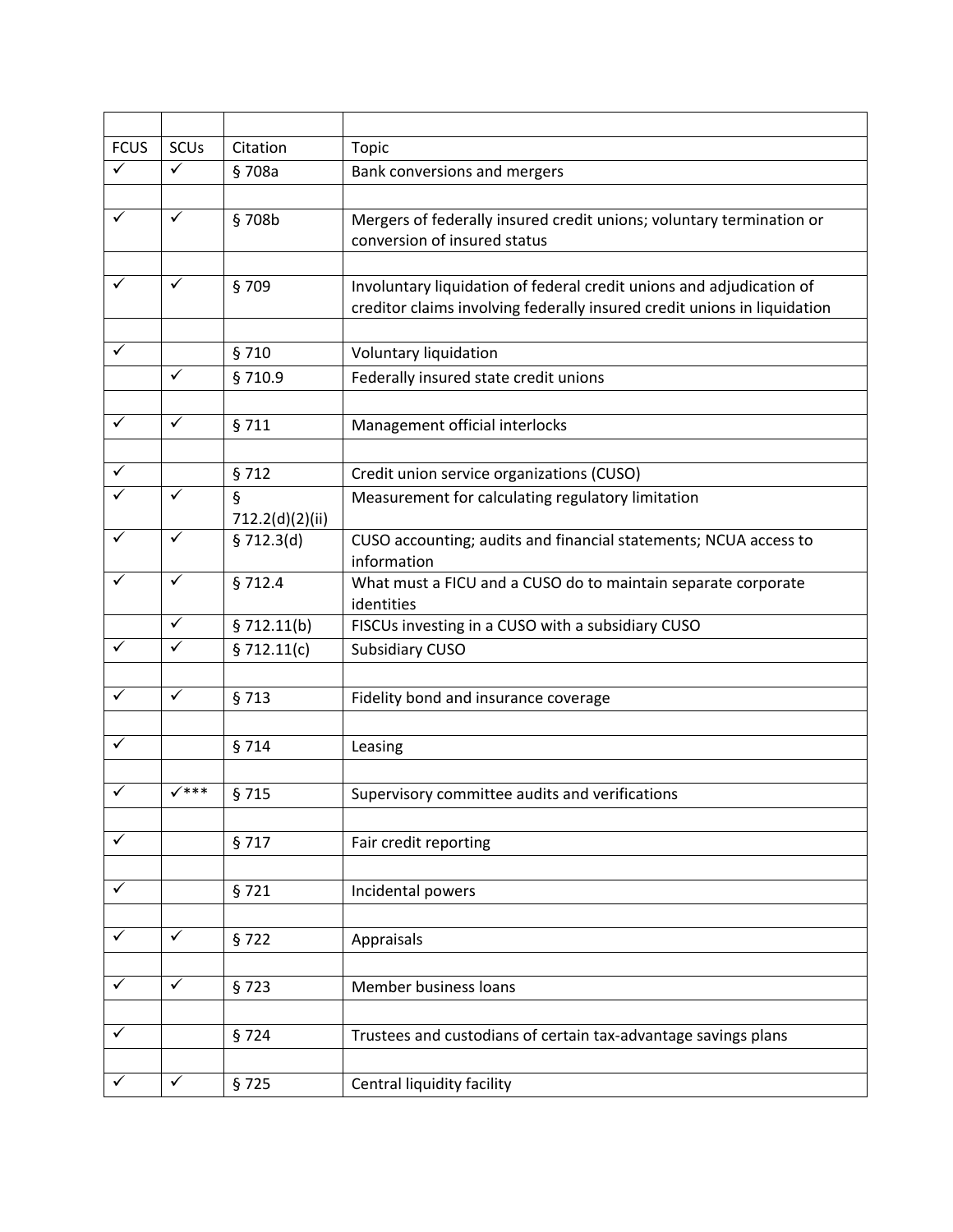| | | | |
|---|---|---|---|
| FCUS | SCUs | Citation | Topic |
| ✓ | ✓ | § 708a | Bank conversions and mergers |
| | | | |
| ✓ | ✓ | § 708b | Mergers of federally insured credit unions; voluntary termination or conversion of insured status |
| | | | |
| ✓ | ✓ | § 709 | Involuntary liquidation of federal credit unions and adjudication of creditor claims involving federally insured credit unions in liquidation |
| | | | |
| ✓ | | § 710 | Voluntary liquidation |
| | ✓ | § 710.9 | Federally insured state credit unions |
| | | | |
| ✓ | ✓ | § 711 | Management official interlocks |
| | | | |
| ✓ | | § 712 | Credit union service organizations (CUSO) |
| ✓ | ✓ | § 712.2(d)(2)(ii) | Measurement for calculating regulatory limitation |
| ✓ | ✓ | § 712.3(d) | CUSO accounting; audits and financial statements; NCUA access to information |
| ✓ | ✓ | § 712.4 | What must a FICU and a CUSO do to maintain separate corporate identities |
| | ✓ | § 712.11(b) | FISCUs investing in a CUSO with a subsidiary CUSO |
| ✓ | ✓ | § 712.11(c) | Subsidiary CUSO |
| | | | |
| ✓ | ✓ | § 713 | Fidelity bond and insurance coverage |
| | | | |
| ✓ | | § 714 | Leasing |
| | | | |
| ✓ | ✓*** | § 715 | Supervisory committee audits and verifications |
| | | | |
| ✓ | | § 717 | Fair credit reporting |
| | | | |
| ✓ | | § 721 | Incidental powers |
| | | | |
| ✓ | ✓ | § 722 | Appraisals |
| | | | |
| ✓ | ✓ | § 723 | Member business loans |
| | | | |
| ✓ | | § 724 | Trustees and custodians of certain tax-advantage savings plans |
| | | | |
| ✓ | ✓ | § 725 | Central liquidity facility |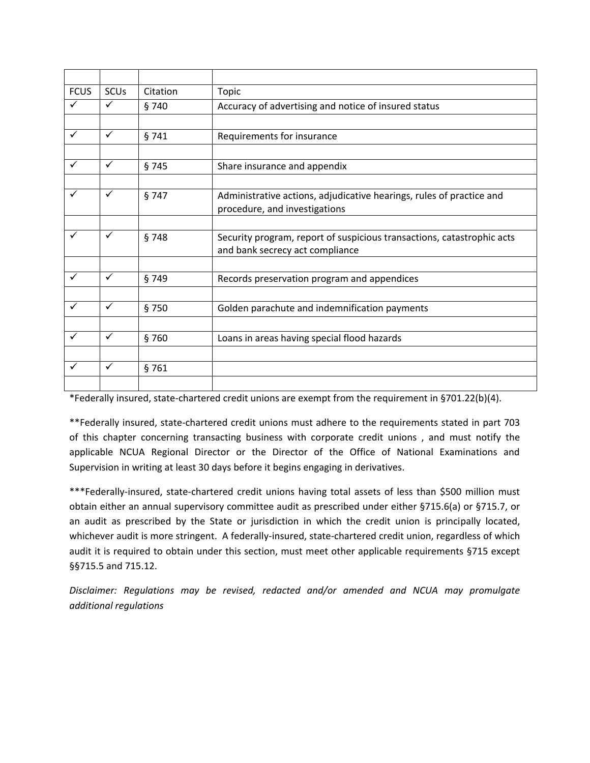| | | | |
|---|---|---|---|
| FCUS | SCUs | Citation | Topic |
| ✓ | ✓ | § 740 | Accuracy of advertising and notice of insured status |
| | | | |
| ✓ | ✓ | § 741 | Requirements for insurance |
| | | | |
| ✓ | ✓ | § 745 | Share insurance and appendix |
| | | | |
| ✓ | ✓ | § 747 | Administrative actions, adjudicative hearings, rules of practice and procedure, and investigations |
| | | | |
| ✓ | ✓ | § 748 | Security program, report of suspicious transactions, catastrophic acts and bank secrecy act compliance |
| | | | |
| ✓ | ✓ | § 749 | Records preservation program and appendices |
| | | | |
| ✓ | ✓ | § 750 | Golden parachute and indemnification payments |
| | | | |
| ✓ | ✓ | § 760 | Loans in areas having special flood hazards |
| | | | |
| ✓ | ✓ | § 761 | |
| | | | |

*Federally insured, state-chartered credit unions are exempt from the requirement in §701.22(b)(4).

**Federally insured, state-chartered credit unions must adhere to the requirements stated in part 703 of this chapter concerning transacting business with corporate credit unions , and must notify the applicable NCUA Regional Director or the Director of the Office of National Examinations and Supervision in writing at least 30 days before it begins engaging in derivatives.

***Federally-insured, state-chartered credit unions having total assets of less than $500 million must obtain either an annual supervisory committee audit as prescribed under either §715.6(a) or §715.7, or an audit as prescribed by the State or jurisdiction in which the credit union is principally located, whichever audit is more stringent. A federally-insured, state-chartered credit union, regardless of which audit it is required to obtain under this section, must meet other applicable requirements §715 except §§715.5 and 715.12.

*Disclaimer: Regulations may be revised, redacted and/or amended and NCUA may promulgate additional regulations*